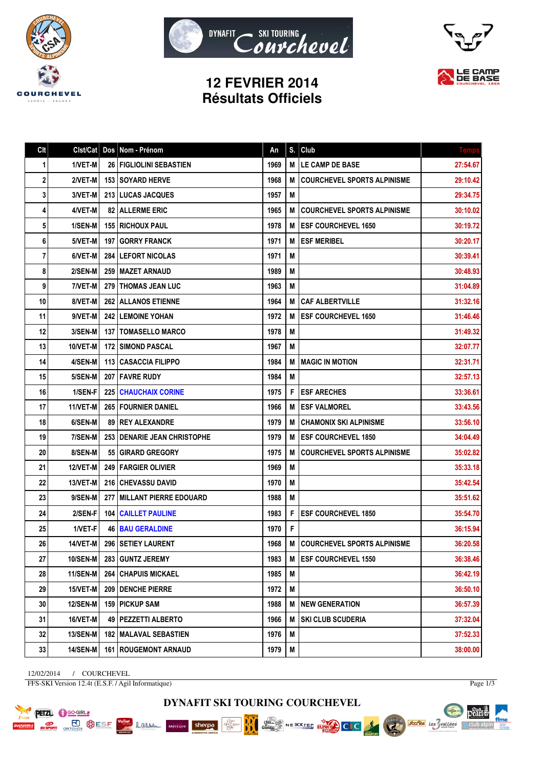# 12 FEVRIER 2014
# Résultats Officiels

| Clt | Clst/Cat | Dos | Nom - Prénom | An | S. | Club | Temps |
|---|---|---|---|---|---|---|---|
| 1 | 1/VET-M | 26 | FIGLIOLINI SEBASTIEN | 1969 | M | LE CAMP DE BASE | 27:54.67 |
| 2 | 2/VET-M | 153 | SOYARD HERVE | 1968 | M | COURCHEVEL SPORTS ALPINISME | 29:10.42 |
| 3 | 3/VET-M | 213 | LUCAS JACQUES | 1957 | M | | 29:34.75 |
| 4 | 4/VET-M | 82 | ALLERME ERIC | 1965 | M | COURCHEVEL SPORTS ALPINISME | 30:10.02 |
| 5 | 1/SEN-M | 155 | RICHOUX PAUL | 1978 | M | ESF COURCHEVEL 1650 | 30:19.72 |
| 6 | 5/VET-M | 197 | GORRY FRANCK | 1971 | M | ESF MERIBEL | 30:20.17 |
| 7 | 6/VET-M | 284 | LEFORT NICOLAS | 1971 | M | | 30:39.41 |
| 8 | 2/SEN-M | 259 | MAZET ARNAUD | 1989 | M | | 30:48.93 |
| 9 | 7/VET-M | 279 | THOMAS JEAN LUC | 1963 | M | | 31:04.89 |
| 10 | 8/VET-M | 262 | ALLANOS ETIENNE | 1964 | M | CAF ALBERTVILLE | 31:32.16 |
| 11 | 9/VET-M | 242 | LEMOINE YOHAN | 1972 | M | ESF COURCHEVEL 1650 | 31:46.46 |
| 12 | 3/SEN-M | 137 | TOMASELLO MARCO | 1978 | M | | 31:49.32 |
| 13 | 10/VET-M | 172 | SIMOND PASCAL | 1967 | M | | 32:07.77 |
| 14 | 4/SEN-M | 113 | CASACCIA FILIPPO | 1984 | M | MAGIC IN MOTION | 32:31.71 |
| 15 | 5/SEN-M | 207 | FAVRE RUDY | 1984 | M | | 32:57.13 |
| 16 | 1/SEN-F | 225 | CHAUCHAIX CORINE | 1975 | F | ESF ARECHES | 33:36.61 |
| 17 | 11/VET-M | 265 | FOURNIER DANIEL | 1966 | M | ESF VALMOREL | 33:43.56 |
| 18 | 6/SEN-M | 89 | REY ALEXANDRE | 1979 | M | CHAMONIX SKI ALPINISME | 33:56.10 |
| 19 | 7/SEN-M | 253 | DENARIE JEAN CHRISTOPHE | 1979 | M | ESF COURCHEVEL 1850 | 34:04.49 |
| 20 | 8/SEN-M | 55 | GIRARD GREGORY | 1975 | M | COURCHEVEL SPORTS ALPINISME | 35:02.82 |
| 21 | 12/VET-M | 249 | FARGIER OLIVIER | 1969 | M | | 35:33.18 |
| 22 | 13/VET-M | 216 | CHEVASSU DAVID | 1970 | M | | 35:42.54 |
| 23 | 9/SEN-M | 277 | MILLANT PIERRE EDOUARD | 1988 | M | | 35:51.62 |
| 24 | 2/SEN-F | 104 | CAILLET PAULINE | 1983 | F | ESF COURCHEVEL 1850 | 35:54.70 |
| 25 | 1/VET-F | 46 | BAU GERALDINE | 1970 | F | | 36:15.94 |
| 26 | 14/VET-M | 296 | SETIEY LAURENT | 1968 | M | COURCHEVEL SPORTS ALPINISME | 36:20.58 |
| 27 | 10/SEN-M | 283 | GUNTZ JEREMY | 1983 | M | ESF COURCHEVEL 1550 | 36:38.46 |
| 28 | 11/SEN-M | 264 | CHAPUIS MICKAEL | 1985 | M | | 36:42.19 |
| 29 | 15/VET-M | 209 | DENCHE PIERRE | 1972 | M | | 36:50.10 |
| 30 | 12/SEN-M | 159 | PICKUP SAM | 1988 | M | NEW GENERATION | 36:57.39 |
| 31 | 16/VET-M | 49 | PEZZETTI ALBERTO | 1966 | M | SKI CLUB SCUDERIA | 37:32.04 |
| 32 | 13/SEN-M | 182 | MALAVAL SEBASTIEN | 1976 | M | | 37:52.33 |
| 33 | 14/SEN-M | 161 | ROUGEMONT ARNAUD | 1979 | M | | 38:00.00 |

12/02/2014 / COURCHEVEL

FFS-SKI Version 12.4t (E.S.F. / Agil Informatique)

DYNAFIT SKI TOURING COURCHEVEL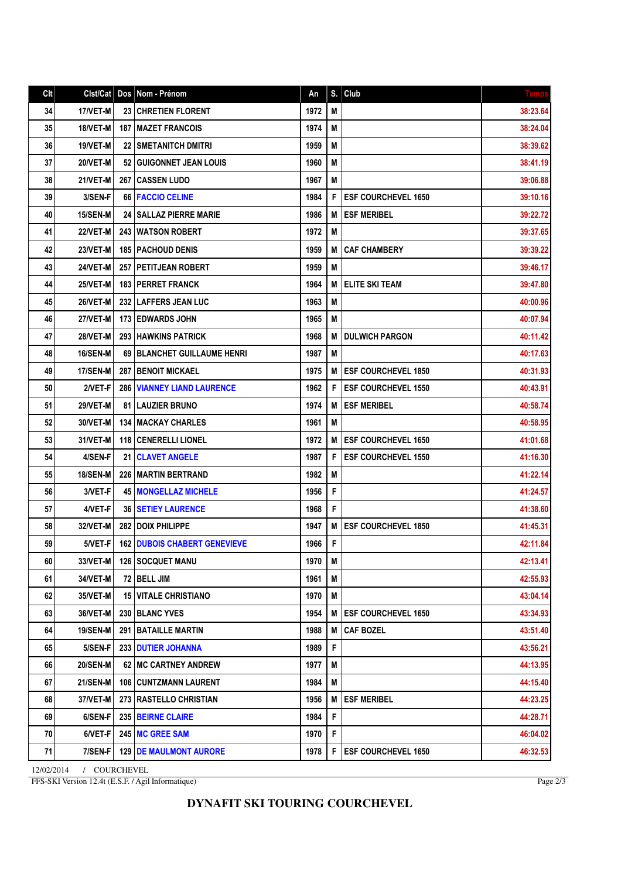| Clt | Clst/Cat | Dos | Nom - Prénom | An | S. | Club | Temps |
|---|---|---|---|---|---|---|---|
| 34 | 17/VET-M | 23 | CHRETIEN FLORENT | 1972 | M | | 38:23.64 |
| 35 | 18/VET-M | 187 | MAZET FRANCOIS | 1974 | M | | 38:24.04 |
| 36 | 19/VET-M | 22 | SMETANITCH DMITRI | 1959 | M | | 38:39.62 |
| 37 | 20/VET-M | 52 | GUIGONNET JEAN LOUIS | 1960 | M | | 38:41.19 |
| 38 | 21/VET-M | 267 | CASSEN LUDO | 1967 | M | | 39:06.88 |
| 39 | 3/SEN-F | 66 | FACCIO CELINE | 1984 | F | ESF COURCHEVEL 1650 | 39:10.16 |
| 40 | 15/SEN-M | 24 | SALLAZ PIERRE MARIE | 1986 | M | ESF MERIBEL | 39:22.72 |
| 41 | 22/VET-M | 243 | WATSON ROBERT | 1972 | M | | 39:37.65 |
| 42 | 23/VET-M | 185 | PACHOUD DENIS | 1959 | M | CAF CHAMBERY | 39:39.22 |
| 43 | 24/VET-M | 257 | PETITJEAN ROBERT | 1959 | M | | 39:46.17 |
| 44 | 25/VET-M | 183 | PERRET FRANCK | 1964 | M | ELITE SKI TEAM | 39:47.80 |
| 45 | 26/VET-M | 232 | LAFFERS JEAN LUC | 1963 | M | | 40:00.96 |
| 46 | 27/VET-M | 173 | EDWARDS JOHN | 1965 | M | | 40:07.94 |
| 47 | 28/VET-M | 293 | HAWKINS PATRICK | 1968 | M | DULWICH PARGON | 40:11.42 |
| 48 | 16/SEN-M | 69 | BLANCHET GUILLAUME HENRI | 1987 | M | | 40:17.63 |
| 49 | 17/SEN-M | 287 | BENOIT MICKAEL | 1975 | M | ESF COURCHEVEL 1850 | 40:31.93 |
| 50 | 2/VET-F | 286 | VIANNEY LIAND LAURENCE | 1962 | F | ESF COURCHEVEL 1550 | 40:43.91 |
| 51 | 29/VET-M | 81 | LAUZIER BRUNO | 1974 | M | ESF MERIBEL | 40:58.74 |
| 52 | 30/VET-M | 134 | MACKAY CHARLES | 1961 | M | | 40:58.95 |
| 53 | 31/VET-M | 118 | CENERELLI LIONEL | 1972 | M | ESF COURCHEVEL 1650 | 41:01.68 |
| 54 | 4/SEN-F | 21 | CLAVET ANGELE | 1987 | F | ESF COURCHEVEL 1550 | 41:16.30 |
| 55 | 18/SEN-M | 226 | MARTIN BERTRAND | 1982 | M | | 41:22.14 |
| 56 | 3/VET-F | 45 | MONGELLAZ MICHELE | 1956 | F | | 41:24.57 |
| 57 | 4/VET-F | 36 | SETIEY LAURENCE | 1968 | F | | 41:38.60 |
| 58 | 32/VET-M | 282 | DOIX PHILIPPE | 1947 | M | ESF COURCHEVEL 1850 | 41:45.31 |
| 59 | 5/VET-F | 162 | DUBOIS CHABERT GENEVIEVE | 1966 | F | | 42:11.84 |
| 60 | 33/VET-M | 126 | SOCQUET MANU | 1970 | M | | 42:13.41 |
| 61 | 34/VET-M | 72 | BELL JIM | 1961 | M | | 42:55.93 |
| 62 | 35/VET-M | 15 | VITALE CHRISTIANO | 1970 | M | | 43:04.14 |
| 63 | 36/VET-M | 230 | BLANC YVES | 1954 | M | ESF COURCHEVEL 1650 | 43:34.93 |
| 64 | 19/SEN-M | 291 | BATAILLE MARTIN | 1988 | M | CAF BOZEL | 43:51.40 |
| 65 | 5/SEN-F | 233 | DUTIER JOHANNA | 1989 | F | | 43:56.21 |
| 66 | 20/SEN-M | 62 | MC CARTNEY ANDREW | 1977 | M | | 44:13.95 |
| 67 | 21/SEN-M | 106 | CUNTZMANN LAURENT | 1984 | M | | 44:15.40 |
| 68 | 37/VET-M | 273 | RASTELLO CHRISTIAN | 1956 | M | ESF MERIBEL | 44:23.25 |
| 69 | 6/SEN-F | 235 | BEIRNE CLAIRE | 1984 | F | | 44:28.71 |
| 70 | 6/VET-F | 245 | MC GREE SAM | 1970 | F | | 46:04.02 |
| 71 | 7/SEN-F | 129 | DE MAULMONT AURORE | 1978 | F | ESF COURCHEVEL 1650 | 46:32.53 |

12/02/2014 / COURCHEVEL

FFS-SKI Version 12.4t (E.S.F. / Agil Informatique)

**DYNAFIT SKI TOURING COURCHEVEL**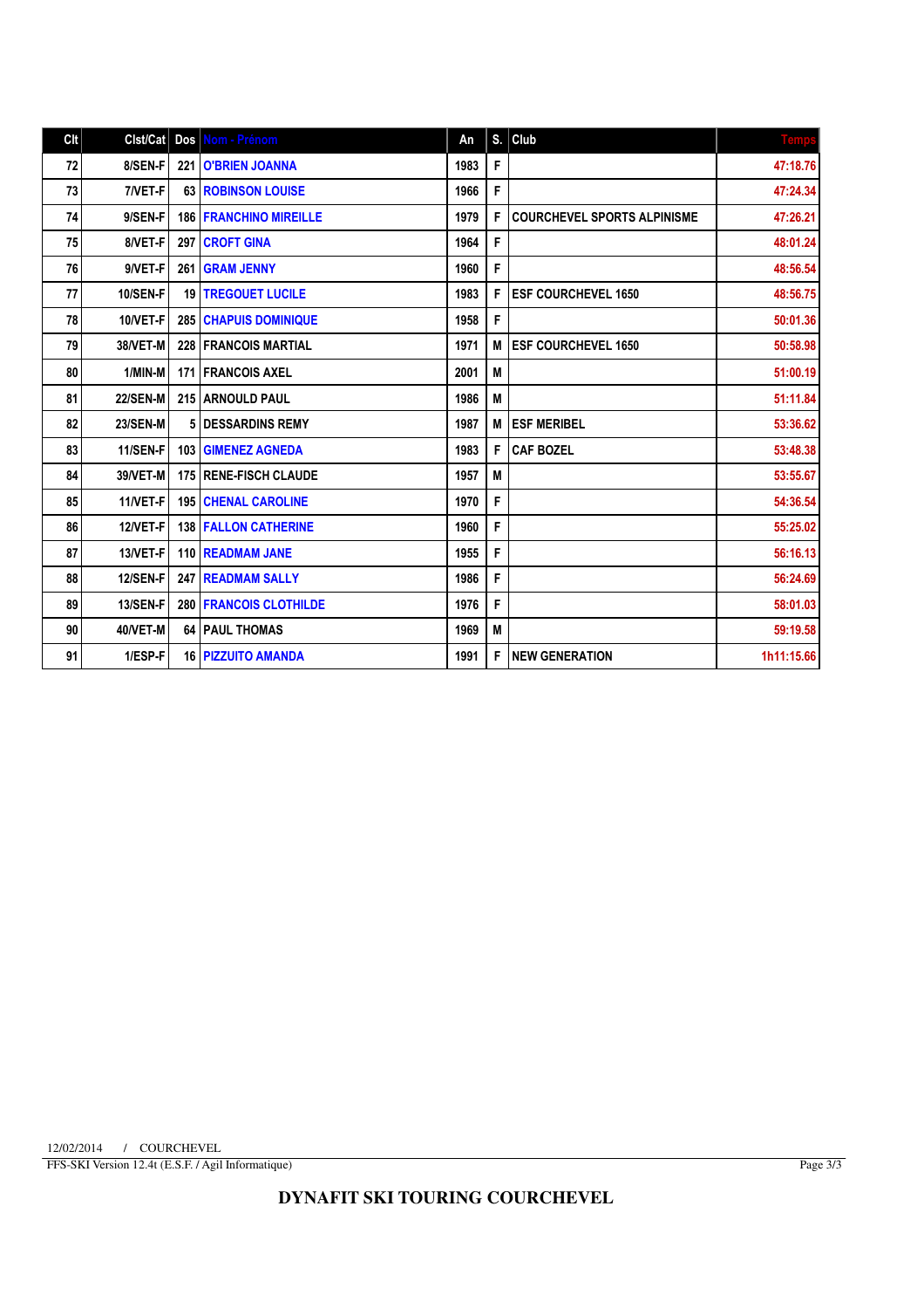| Clt | Clst/Cat | Dos | Nom - Prénom | An | S. | Club | Temps |
|---|---|---|---|---|---|---|---|
| 72 | 8/SEN-F | 221 | O'BRIEN JOANNA | 1983 | F | | 47:18.76 |
| 73 | 7/VET-F | 63 | ROBINSON LOUISE | 1966 | F | | 47:24.34 |
| 74 | 9/SEN-F | 186 | FRANCHINO MIREILLE | 1979 | F | COURCHEVEL SPORTS ALPINISME | 47:26.21 |
| 75 | 8/VET-F | 297 | CROFT GINA | 1964 | F | | 48:01.24 |
| 76 | 9/VET-F | 261 | GRAM JENNY | 1960 | F | | 48:56.54 |
| 77 | 10/SEN-F | 19 | TREGOUET LUCILE | 1983 | F | ESF COURCHEVEL 1650 | 48:56.75 |
| 78 | 10/VET-F | 285 | CHAPUIS DOMINIQUE | 1958 | F | | 50:01.36 |
| 79 | 38/VET-M | 228 | FRANCOIS MARTIAL | 1971 | M | ESF COURCHEVEL 1650 | 50:58.98 |
| 80 | 1/MIN-M | 171 | FRANCOIS AXEL | 2001 | M | | 51:00.19 |
| 81 | 22/SEN-M | 215 | ARNOULD PAUL | 1986 | M | | 51:11.84 |
| 82 | 23/SEN-M | 5 | DESSARDINS REMY | 1987 | M | ESF MERIBEL | 53:36.62 |
| 83 | 11/SEN-F | 103 | GIMENEZ AGNEDA | 1983 | F | CAF BOZEL | 53:48.38 |
| 84 | 39/VET-M | 175 | RENE-FISCH CLAUDE | 1957 | M | | 53:55.67 |
| 85 | 11/VET-F | 195 | CHENAL CAROLINE | 1970 | F | | 54:36.54 |
| 86 | 12/VET-F | 138 | FALLON CATHERINE | 1960 | F | | 55:25.02 |
| 87 | 13/VET-F | 110 | READMAM JANE | 1955 | F | | 56:16.13 |
| 88 | 12/SEN-F | 247 | READMAM SALLY | 1986 | F | | 56:24.69 |
| 89 | 13/SEN-F | 280 | FRANCOIS CLOTHILDE | 1976 | F | | 58:01.03 |
| 90 | 40/VET-M | 64 | PAUL THOMAS | 1969 | M | | 59:19.58 |
| 91 | 1/ESP-F | 16 | PIZZUITO AMANDA | 1991 | F | NEW GENERATION | 1h11:15.66 |

12/02/2014 / COURCHEVEL

FFS-SKI Version 12.4t (E.S.F. / Agil Informatique)

**DYNAFIT SKI TOURING COURCHEVEL**